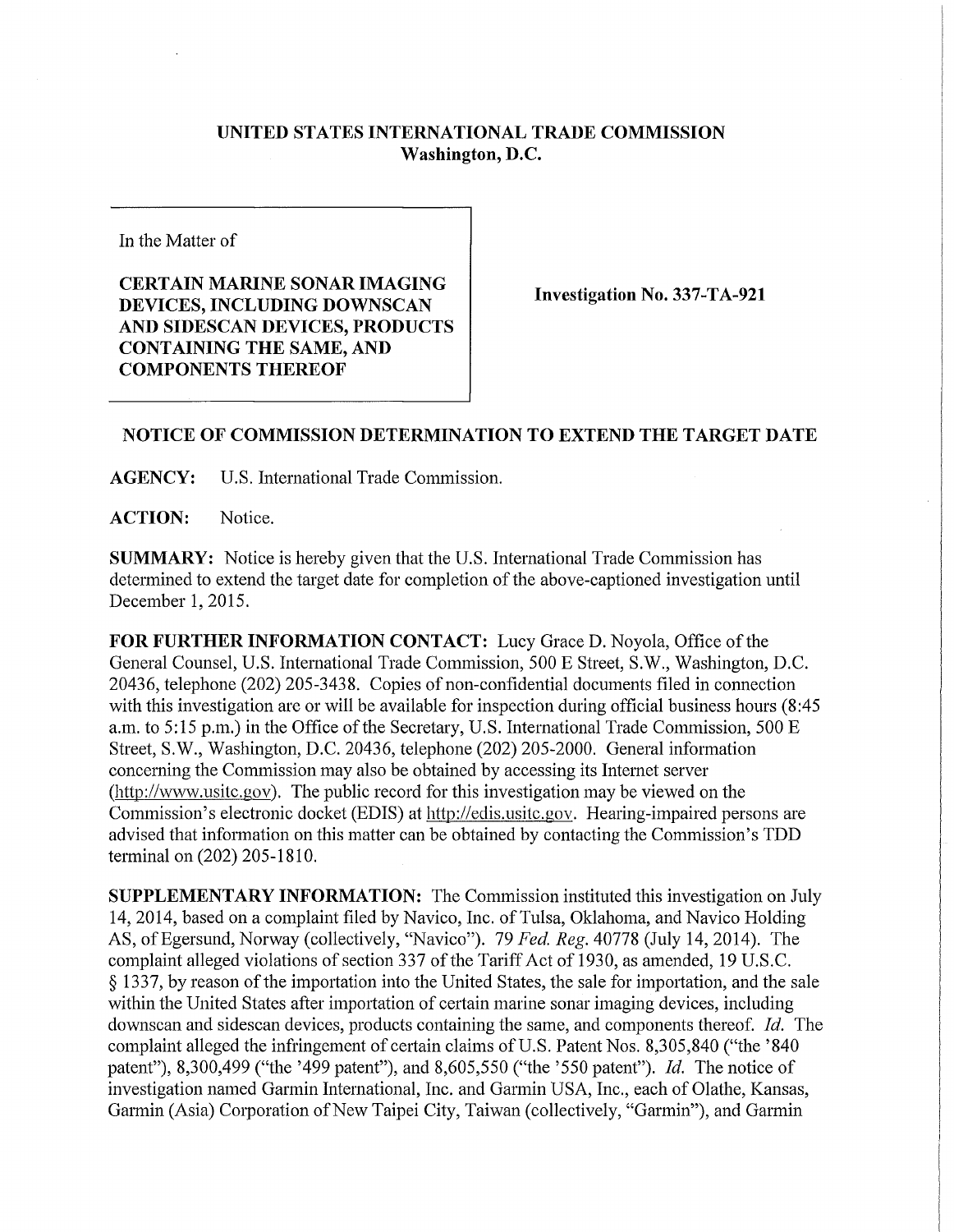**UNITED STATES INTERNATIONAL TRADE COMMISSION**
**Washington, D.C.**

In the Matter of

**CERTAIN MARINE SONAR IMAGING DEVICES, INCLUDING DOWNSCAN AND SIDESCAN DEVICES, PRODUCTS CONTAINING THE SAME, AND COMPONENTS THEREOF**

**Investigation No. 337-TA-921**

**NOTICE OF COMMISSION DETERMINATION TO EXTEND THE TARGET DATE**

**AGENCY:** U.S. International Trade Commission.

**ACTION:** Notice.

**SUMMARY:** Notice is hereby given that the U.S. International Trade Commission has determined to extend the target date for completion of the above-captioned investigation until December 1, 2015.

**FOR FURTHER INFORMATION CONTACT:** Lucy Grace D. Noyola, Office of the General Counsel, U.S. International Trade Commission, 500 E Street, S.W., Washington, D.C. 20436, telephone (202) 205-3438. Copies of non-confidential documents filed in connection with this investigation are or will be available for inspection during official business hours (8:45 a.m. to 5:15 p.m.) in the Office of the Secretary, U.S. International Trade Commission, 500 E Street, S.W., Washington, D.C. 20436, telephone (202) 205-2000. General information concerning the Commission may also be obtained by accessing its Internet server (http://www.usitc.gov). The public record for this investigation may be viewed on the Commission's electronic docket (EDIS) at http://edis.usitc.gov. Hearing-impaired persons are advised that information on this matter can be obtained by contacting the Commission's TDD terminal on (202) 205-1810.

**SUPPLEMENTARY INFORMATION:** The Commission instituted this investigation on July 14, 2014, based on a complaint filed by Navico, Inc. of Tulsa, Oklahoma, and Navico Holding AS, of Egersund, Norway (collectively, "Navico"). 79 *Fed. Reg.* 40778 (July 14, 2014). The complaint alleged violations of section 337 of the Tariff Act of 1930, as amended, 19 U.S.C. § 1337, by reason of the importation into the United States, the sale for importation, and the sale within the United States after importation of certain marine sonar imaging devices, including downscan and sidescan devices, products containing the same, and components thereof. *Id.* The complaint alleged the infringement of certain claims of U.S. Patent Nos. 8,305,840 ("the '840 patent"), 8,300,499 ("the '499 patent"), and 8,605,550 ("the '550 patent"). *Id.* The notice of investigation named Garmin International, Inc. and Garmin USA, Inc., each of Olathe, Kansas, Garmin (Asia) Corporation of New Taipei City, Taiwan (collectively, "Garmin"), and Garmin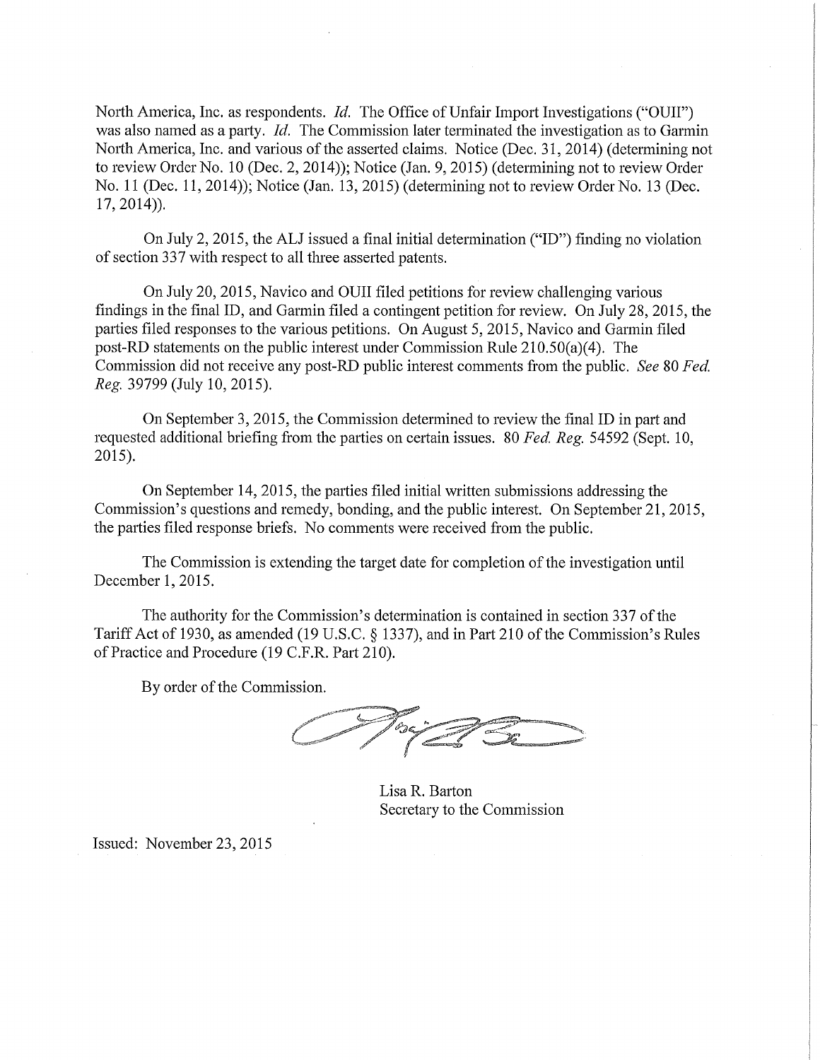North America, Inc. as respondents. *Id.* The Office of Unfair Import Investigations ("OUII") was also named as a party. *Id.* The Commission later terminated the investigation as to Garmin North America, Inc. and various of the asserted claims. Notice (Dec. 31, 2014) (determining not to review Order No. 10 (Dec. 2, 2014)); Notice (Jan. 9, 2015) (determining not to review Order No. 11 (Dec. 11, 2014)); Notice (Jan. 13, 2015) (determining not to review Order No. 13 (Dec. 17, 2014)).

On July 2, 2015, the ALJ issued a final initial determination ("ID") finding no violation of section 337 with respect to all three asserted patents.

On July 20, 2015, Navico and OUII filed petitions for review challenging various findings in the final ID, and Garmin filed a contingent petition for review. On July 28, 2015, the parties filed responses to the various petitions. On August 5, 2015, Navico and Garmin filed post-RD statements on the public interest under Commission Rule 210.50(a)(4). The Commission did not receive any post-RD public interest comments from the public. *See* 80 *Fed. Reg.* 39799 (July 10, 2015).

On September 3, 2015, the Commission determined to review the final ID in part and requested additional briefing from the parties on certain issues. 80 *Fed. Reg.* 54592 (Sept. 10, 2015).

On September 14, 2015, the parties filed initial written submissions addressing the Commission's questions and remedy, bonding, and the public interest. On September 21, 2015, the parties filed response briefs. No comments were received from the public.

The Commission is extending the target date for completion of the investigation until December 1, 2015.

The authority for the Commission's determination is contained in section 337 of the Tariff Act of 1930, as amended (19 U.S.C. § 1337), and in Part 210 of the Commission's Rules of Practice and Procedure (19 C.F.R. Part 210).

By order of the Commission.

Lisa R. Barton
Secretary to the Commission

Issued: November 23, 2015